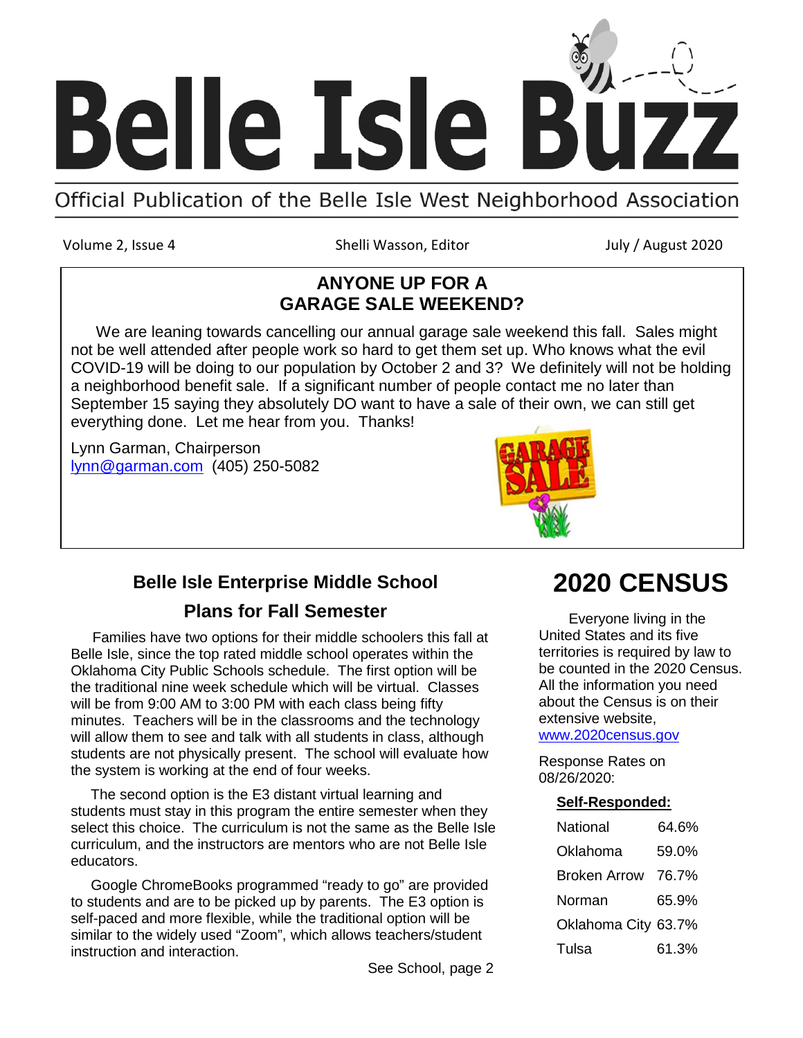# Belle Isle Buzz

Official Publication of the Belle Isle West Neighborhood Association

Volume 2, Issue 4 &nbsp;&nbsp;&nbsp;&nbsp; Shelli Wasson, Editor &nbsp;&nbsp;&nbsp;&nbsp; July / August 2020

## ANYONE UP FOR A GARAGE SALE WEEKEND?

We are leaning towards cancelling our annual garage sale weekend this fall. Sales might not be well attended after people work so hard to get them set up. Who knows what the evil COVID-19 will be doing to our population by October 2 and 3? We definitely will not be holding a neighborhood benefit sale. If a significant number of people contact me no later than September 15 saying they absolutely DO want to have a sale of their own, we can still get everything done. Let me hear from you. Thanks!

Lynn Garman, Chairperson
lynn@garman.com (405) 250-5082

## Belle Isle Enterprise Middle School Plans for Fall Semester

Families have two options for their middle schoolers this fall at Belle Isle, since the top rated middle school operates within the Oklahoma City Public Schools schedule. The first option will be the traditional nine week schedule which will be virtual. Classes will be from 9:00 AM to 3:00 PM with each class being fifty minutes. Teachers will be in the classrooms and the technology will allow them to see and talk with all students in class, although students are not physically present. The school will evaluate how the system is working at the end of four weeks.

The second option is the E3 distant virtual learning and students must stay in this program the entire semester when they select this choice. The curriculum is not the same as the Belle Isle curriculum, and the instructors are mentors who are not Belle Isle educators.

Google ChromeBooks programmed "ready to go" are provided to students and are to be picked up by parents. The E3 option is self-paced and more flexible, while the traditional option will be similar to the widely used "Zoom", which allows teachers/student instruction and interaction.

See School, page 2

## 2020 CENSUS

Everyone living in the United States and its five territories is required by law to be counted in the 2020 Census. All the information you need about the Census is on their extensive website, www.2020census.gov

Response Rates on 08/26/2020:

**Self-Responded:**

| | |
|---|---|
| National | 64.6% |
| Oklahoma | 59.0% |
| Broken Arrow | 76.7% |
| Norman | 65.9% |
| Oklahoma City | 63.7% |
| Tulsa | 61.3% |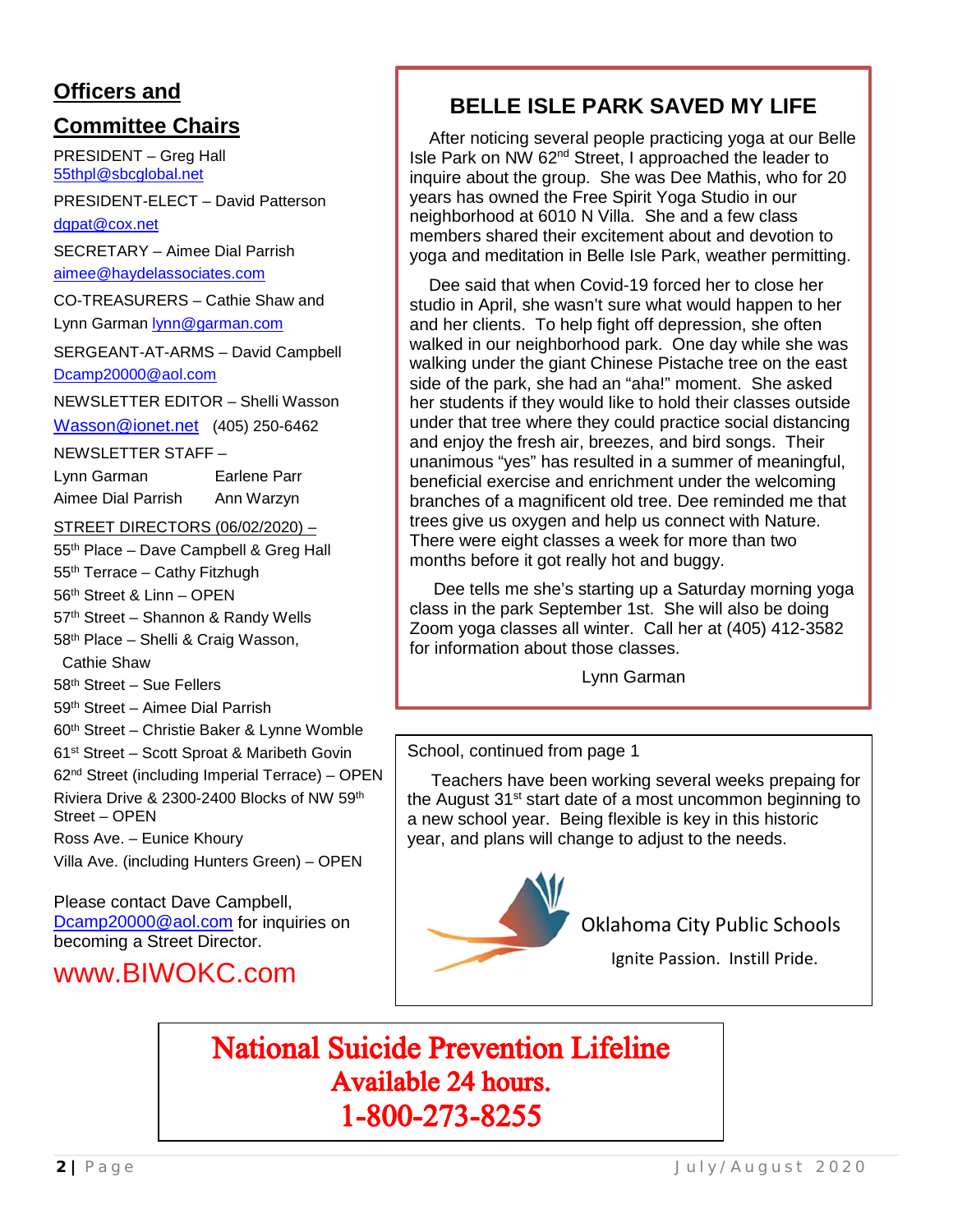## Officers and Committee Chairs

PRESIDENT – Greg Hall 55thpl@sbcglobal.net

PRESIDENT-ELECT – David Patterson dgpat@cox.net

SECRETARY – Aimee Dial Parrish aimee@haydelassociates.com

CO-TREASURERS – Cathie Shaw and Lynn Garman lynn@garman.com

SERGEANT-AT-ARMS – David Campbell Dcamp20000@aol.com

NEWSLETTER EDITOR – Shelli Wasson Wasson@ionet.net (405) 250-6462

NEWSLETTER STAFF –
Lynn Garman, Earlene Parr, Aimee Dial Parrish, Ann Warzyn

STREET DIRECTORS (06/02/2020) –

- 55th Place – Dave Campbell & Greg Hall
- 55th Terrace – Cathy Fitzhugh
- 56th Street & Linn – OPEN
- 57th Street – Shannon & Randy Wells
- 58th Place – Shelli & Craig Wasson, Cathie Shaw
- 58th Street – Sue Fellers
- 59th Street – Aimee Dial Parrish
- 60th Street – Christie Baker & Lynne Womble
- 61st Street – Scott Sproat & Maribeth Govin
- 62nd Street (including Imperial Terrace) – OPEN
- Riviera Drive & 2300-2400 Blocks of NW 59th Street – OPEN
- Ross Ave. – Eunice Khoury
- Villa Ave. (including Hunters Green) – OPEN

Please contact Dave Campbell, Dcamp20000@aol.com for inquiries on becoming a Street Director.

www.BIWOKC.com

## BELLE ISLE PARK SAVED MY LIFE

After noticing several people practicing yoga at our Belle Isle Park on NW 62nd Street, I approached the leader to inquire about the group. She was Dee Mathis, who for 20 years has owned the Free Spirit Yoga Studio in our neighborhood at 6010 N Villa. She and a few class members shared their excitement about and devotion to yoga and meditation in Belle Isle Park, weather permitting.

Dee said that when Covid-19 forced her to close her studio in April, she wasn't sure what would happen to her and her clients. To help fight off depression, she often walked in our neighborhood park. One day while she was walking under the giant Chinese Pistache tree on the east side of the park, she had an "aha!" moment. She asked her students if they would like to hold their classes outside under that tree where they could practice social distancing and enjoy the fresh air, breezes, and bird songs. Their unanimous "yes" has resulted in a summer of meaningful, beneficial exercise and enrichment under the welcoming branches of a magnificent old tree. Dee reminded me that trees give us oxygen and help us connect with Nature. There were eight classes a week for more than two months before it got really hot and buggy.

Dee tells me she's starting up a Saturday morning yoga class in the park September 1st. She will also be doing Zoom yoga classes all winter. Call her at (405) 412-3582 for information about those classes.

Lynn Garman

School, continued from page 1

Teachers have been working several weeks prepaing for the August 31st start date of a most uncommon beginning to a new school year. Being flexible is key in this historic year, and plans will change to adjust to the needs.

Oklahoma City Public Schools
Ignite Passion. Instill Pride.

**National Suicide Prevention Lifeline**
**Available 24 hours.**
**1-800-273-8255**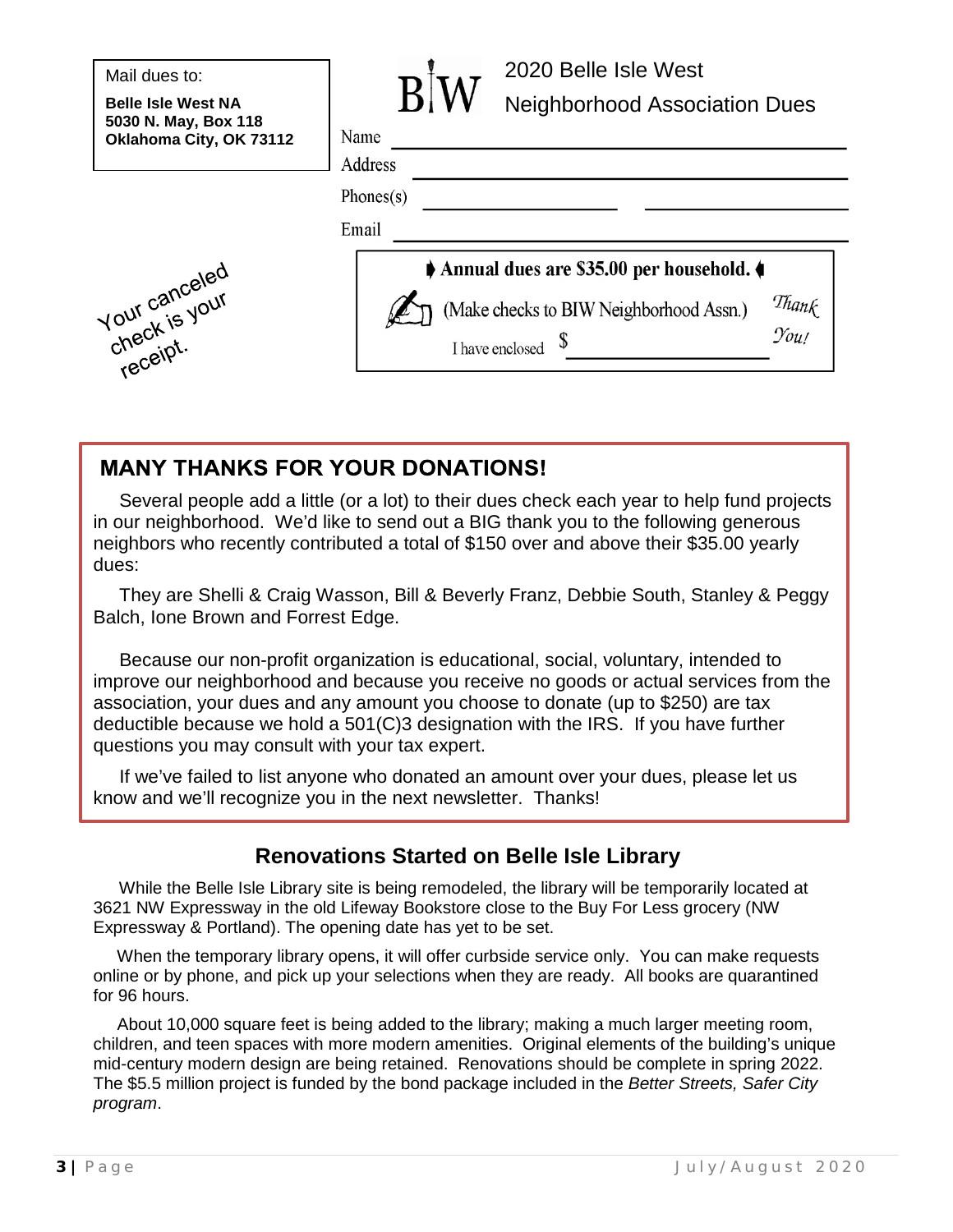Mail dues to:

**Belle Isle West NA**
**5030 N. May, Box 118**
**Oklahoma City, OK 73112**

BIW

## 2020 Belle Isle West Neighborhood Association Dues

Name ______________________________

Address ______________________________

Phones(s) ______________ ______________

Email ______________________________

**Annual dues are $35.00 per household.**

(Make checks to BIW Neighborhood Assn.)

I have enclosed $ ______________

*Thank You!*

Your canceled check is your receipt.

## MANY THANKS FOR YOUR DONATIONS!

Several people add a little (or a lot) to their dues check each year to help fund projects in our neighborhood. We'd like to send out a BIG thank you to the following generous neighbors who recently contributed a total of $150 over and above their $35.00 yearly dues:

They are Shelli & Craig Wasson, Bill & Beverly Franz, Debbie South, Stanley & Peggy Balch, Ione Brown and Forrest Edge.

Because our non-profit organization is educational, social, voluntary, intended to improve our neighborhood and because you receive no goods or actual services from the association, your dues and any amount you choose to donate (up to $250) are tax deductible because we hold a 501(C)3 designation with the IRS. If you have further questions you may consult with your tax expert.

If we've failed to list anyone who donated an amount over your dues, please let us know and we'll recognize you in the next newsletter. Thanks!

## Renovations Started on Belle Isle Library

While the Belle Isle Library site is being remodeled, the library will be temporarily located at 3621 NW Expressway in the old Lifeway Bookstore close to the Buy For Less grocery (NW Expressway & Portland). The opening date has yet to be set.

When the temporary library opens, it will offer curbside service only. You can make requests online or by phone, and pick up your selections when they are ready. All books are quarantined for 96 hours.

About 10,000 square feet is being added to the library; making a much larger meeting room, children, and teen spaces with more modern amenities. Original elements of the building's unique mid-century modern design are being retained. Renovations should be complete in spring 2022. The $5.5 million project is funded by the bond package included in the *Better Streets, Safer City program*.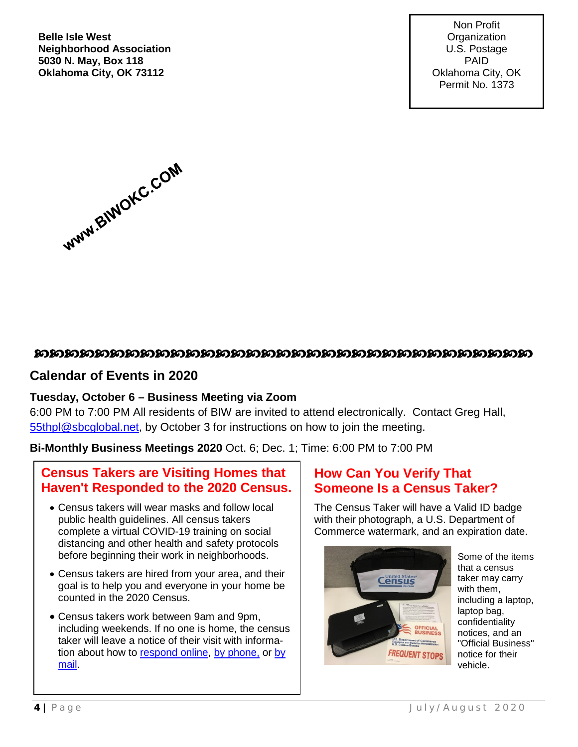**Belle Isle West**
**Neighborhood Association**
**5030 N. May, Box 118**
**Oklahoma City, OK 73112**

Non Profit
Organization
U.S. Postage
PAID
Oklahoma City, OK
Permit No. 1373

WWW.BIWOKC.COM

## Calendar of Events in 2020

**Tuesday, October 6 – Business Meeting via Zoom**

6:00 PM to 7:00 PM All residents of BIW are invited to attend electronically. Contact Greg Hall, 55thpl@sbcglobal.net, by October 3 for instructions on how to join the meeting.

**Bi-Monthly Business Meetings 2020** Oct. 6; Dec. 1; Time: 6:00 PM to 7:00 PM

### Census Takers are Visiting Homes that Haven't Responded to the 2020 Census.

- Census takers will wear masks and follow local public health guidelines. All census takers complete a virtual COVID-19 training on social distancing and other health and safety protocols before beginning their work in neighborhoods.
- Census takers are hired from your area, and their goal is to help you and everyone in your home be counted in the 2020 Census.
- Census takers work between 9am and 9pm, including weekends. If no one is home, the census taker will leave a notice of their visit with information about how to respond online, by phone, or by mail.

### How Can You Verify That Someone Is a Census Taker?

The Census Taker will have a Valid ID badge with their photograph, a U.S. Department of Commerce watermark, and an expiration date.

Some of the items that a census taker may carry with them, including a laptop, laptop bag, confidentiality notices, and an "Official Business" notice for their vehicle.